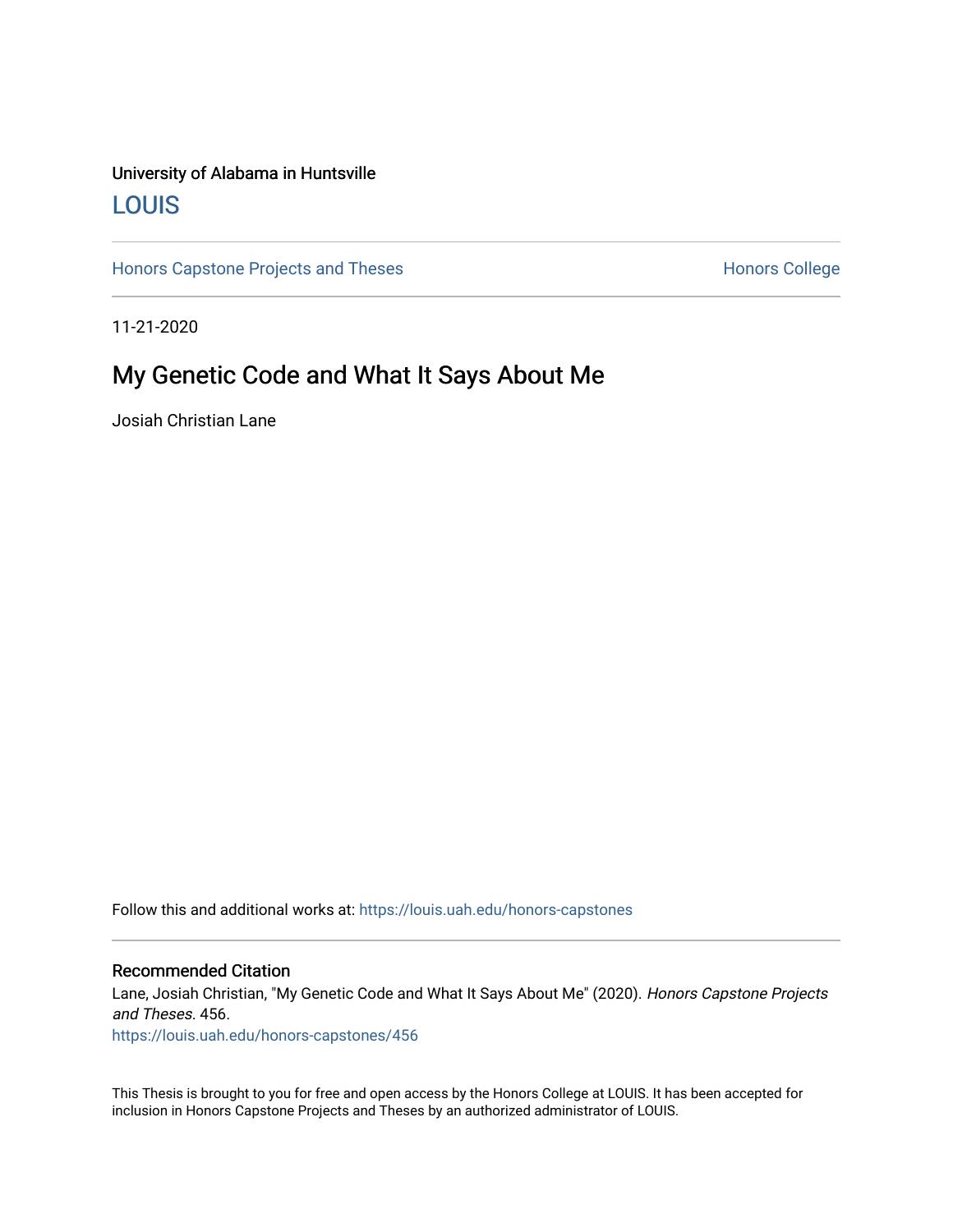University of Alabama in Huntsville

## LOUIS

Honors Capstone Projects and Theses

Honors College

11-21-2020

# My Genetic Code and What It Says About Me

Josiah Christian Lane

Follow this and additional works at: https://louis.uah.edu/honors-capstones

### Recommended Citation

Lane, Josiah Christian, "My Genetic Code and What It Says About Me" (2020). *Honors Capstone Projects and Theses*. 456.
https://louis.uah.edu/honors-capstones/456

This Thesis is brought to you for free and open access by the Honors College at LOUIS. It has been accepted for inclusion in Honors Capstone Projects and Theses by an authorized administrator of LOUIS.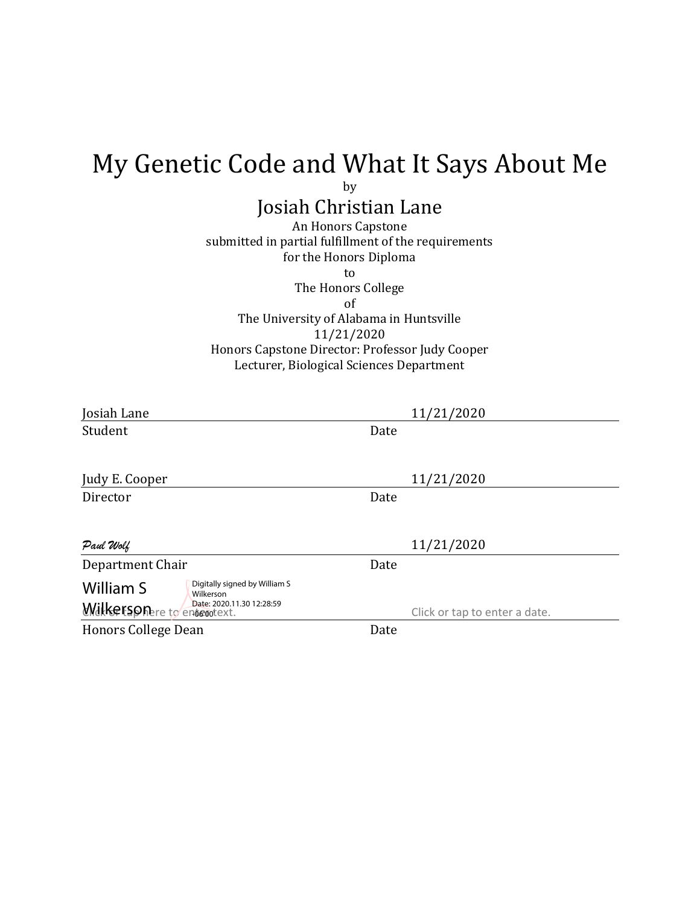# My Genetic Code and What It Says About Me

by

## Josiah Christian Lane

An Honors Capstone
submitted in partial fulfillment of the requirements
for the Honors Diploma
to
The Honors College
of
The University of Alabama in Huntsville
11/21/2020
Honors Capstone Director: Professor Judy Cooper
Lecturer, Biological Sciences Department

Josiah Lane — 11/21/2020
Student — Date

Judy E. Cooper — 11/21/2020
Director — Date

*Paul Wolf* — 11/21/2020
Department Chair — Date

William S Wilkerson — Digitally signed by William S Wilkerson Date: 2020.11.30 12:28:59 -06'00' — Click or tap here to enter text. — Click or tap to enter a date.
Honors College Dean — Date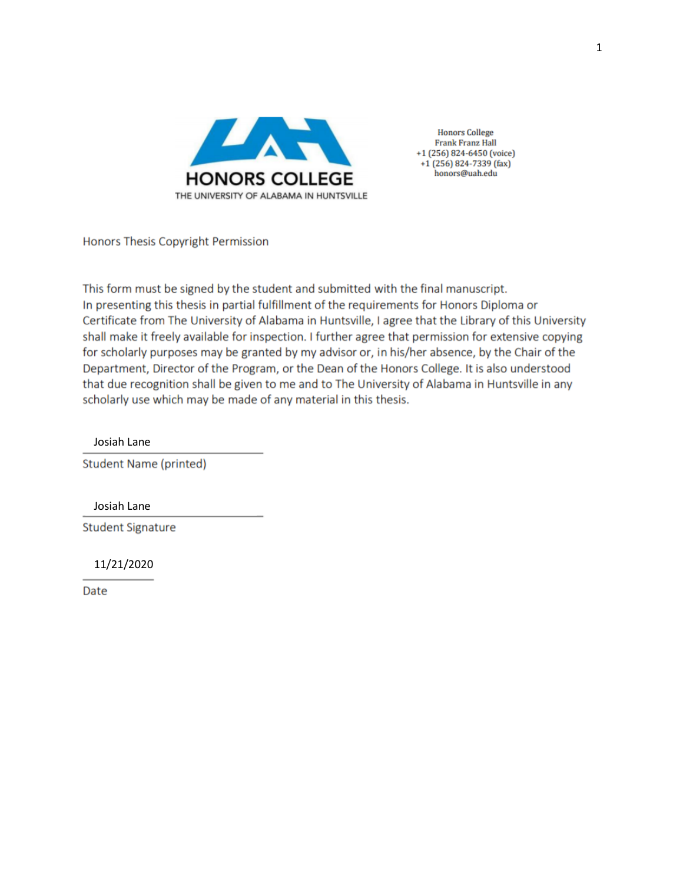HONORS COLLEGE
THE UNIVERSITY OF ALABAMA IN HUNTSVILLE

Honors College
Frank Franz Hall
+1 (256) 824-6450 (voice)
+1 (256) 824-7339 (fax)
honors@uah.edu

Honors Thesis Copyright Permission

This form must be signed by the student and submitted with the final manuscript.
In presenting this thesis in partial fulfillment of the requirements for Honors Diploma or Certificate from The University of Alabama in Huntsville, I agree that the Library of this University shall make it freely available for inspection. I further agree that permission for extensive copying for scholarly purposes may be granted by my advisor or, in his/her absence, by the Chair of the Department, Director of the Program, or the Dean of the Honors College. It is also understood that due recognition shall be given to me and to The University of Alabama in Huntsville in any scholarly use which may be made of any material in this thesis.

Josiah Lane
Student Name (printed)

Josiah Lane
Student Signature

11/21/2020
Date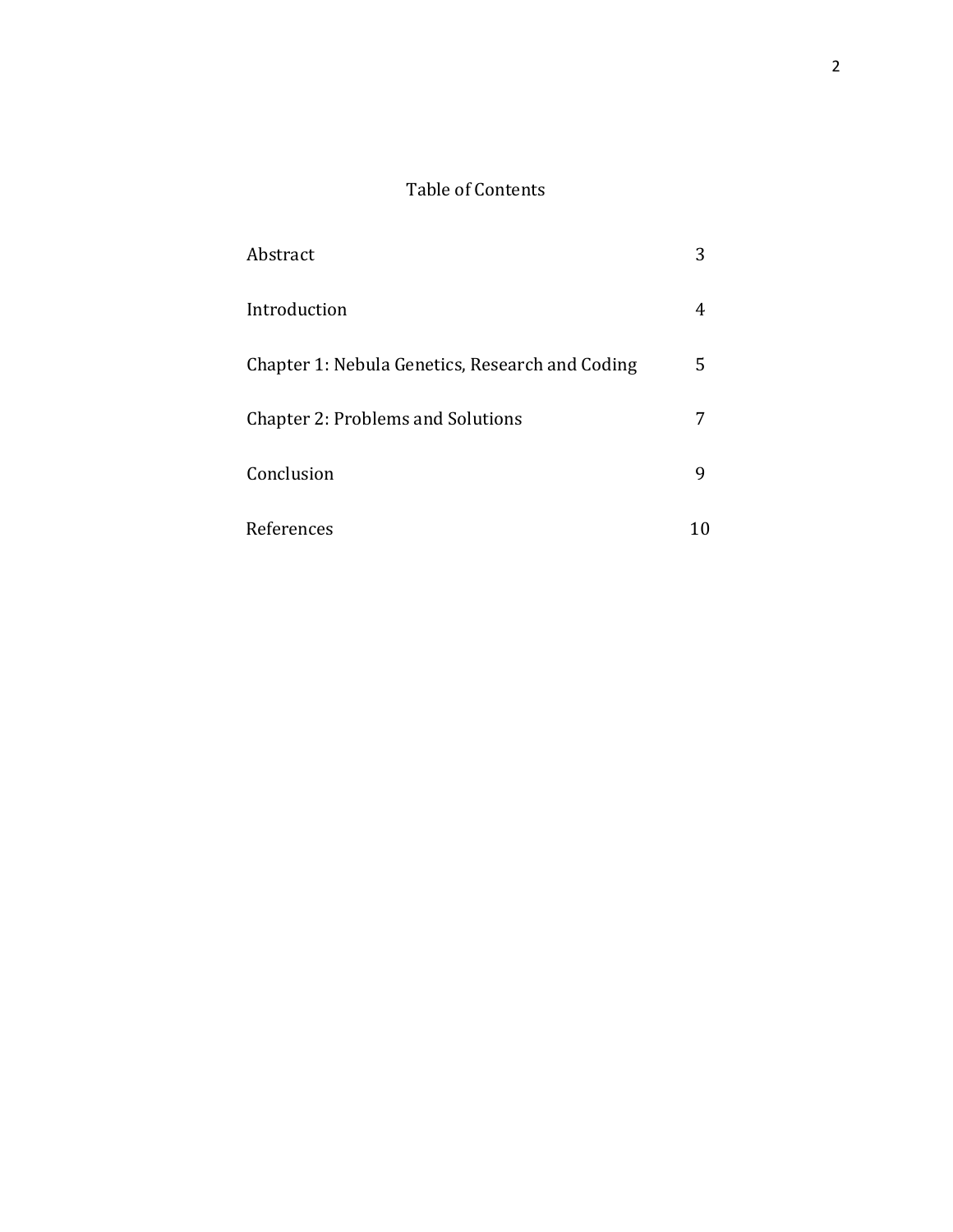# Table of Contents

| | |
|---|---|
| Abstract | 3 |
| Introduction | 4 |
| Chapter 1: Nebula Genetics, Research and Coding | 5 |
| Chapter 2: Problems and Solutions | 7 |
| Conclusion | 9 |
| References | 10 |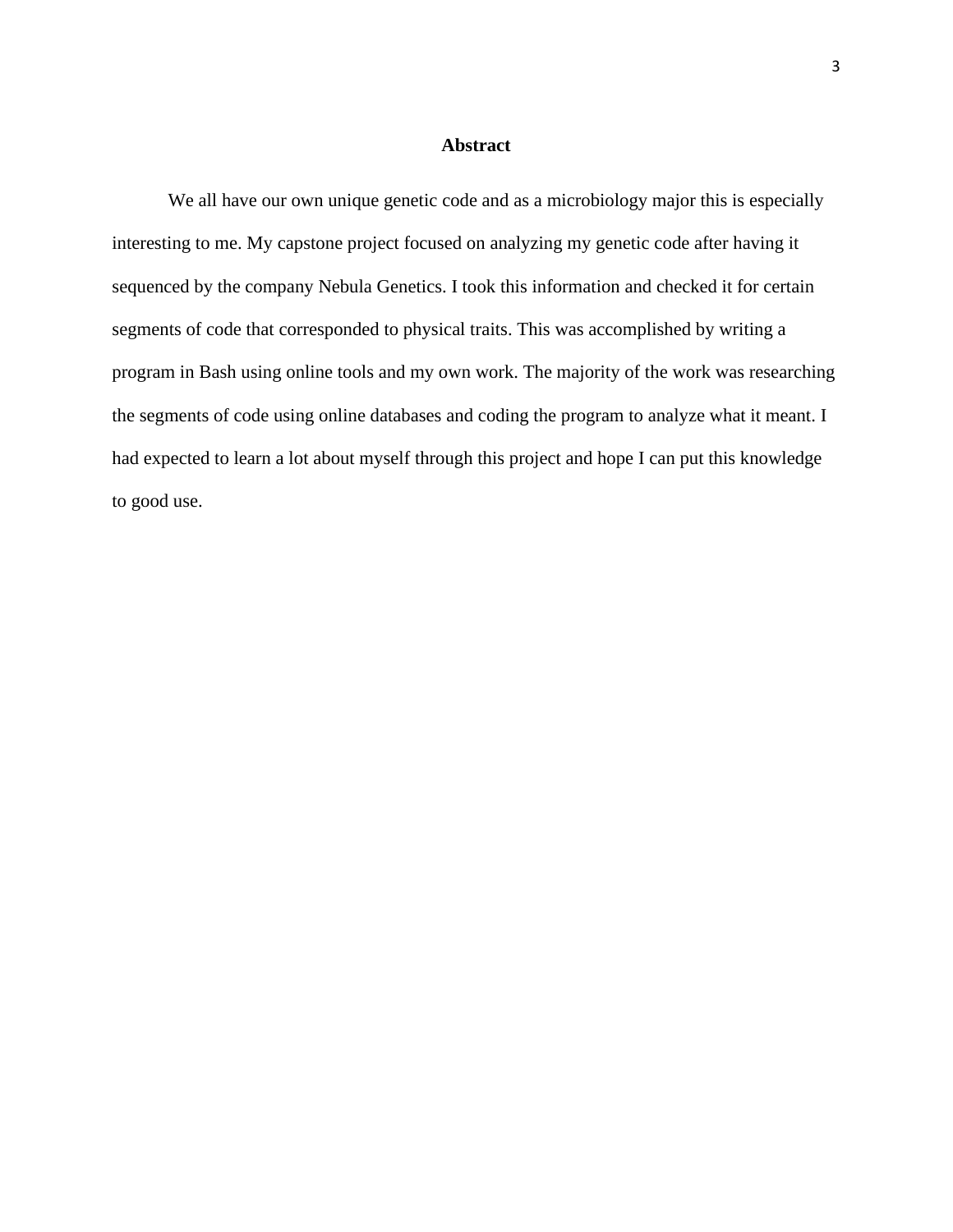## Abstract

We all have our own unique genetic code and as a microbiology major this is especially interesting to me. My capstone project focused on analyzing my genetic code after having it sequenced by the company Nebula Genetics. I took this information and checked it for certain segments of code that corresponded to physical traits. This was accomplished by writing a program in Bash using online tools and my own work. The majority of the work was researching the segments of code using online databases and coding the program to analyze what it meant. I had expected to learn a lot about myself through this project and hope I can put this knowledge to good use.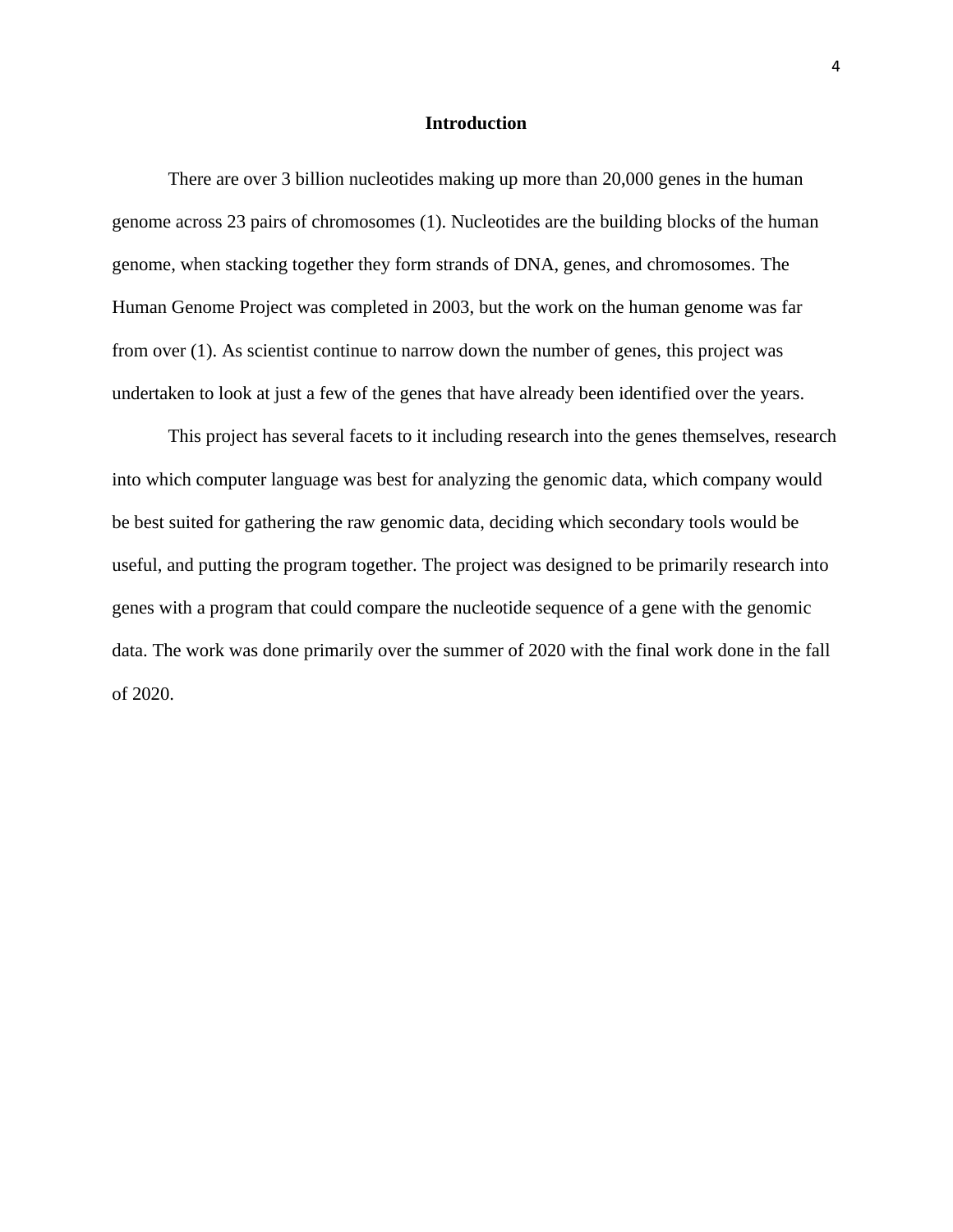# Introduction

There are over 3 billion nucleotides making up more than 20,000 genes in the human genome across 23 pairs of chromosomes (1). Nucleotides are the building blocks of the human genome, when stacking together they form strands of DNA, genes, and chromosomes. The Human Genome Project was completed in 2003, but the work on the human genome was far from over (1). As scientist continue to narrow down the number of genes, this project was undertaken to look at just a few of the genes that have already been identified over the years.

This project has several facets to it including research into the genes themselves, research into which computer language was best for analyzing the genomic data, which company would be best suited for gathering the raw genomic data, deciding which secondary tools would be useful, and putting the program together. The project was designed to be primarily research into genes with a program that could compare the nucleotide sequence of a gene with the genomic data. The work was done primarily over the summer of 2020 with the final work done in the fall of 2020.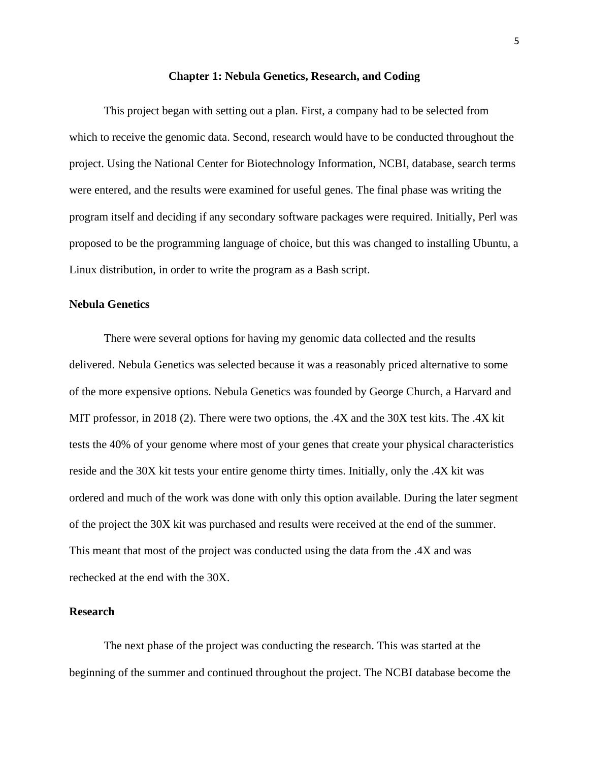# Chapter 1: Nebula Genetics, Research, and Coding

This project began with setting out a plan. First, a company had to be selected from which to receive the genomic data. Second, research would have to be conducted throughout the project. Using the National Center for Biotechnology Information, NCBI, database, search terms were entered, and the results were examined for useful genes. The final phase was writing the program itself and deciding if any secondary software packages were required. Initially, Perl was proposed to be the programming language of choice, but this was changed to installing Ubuntu, a Linux distribution, in order to write the program as a Bash script.

## Nebula Genetics

There were several options for having my genomic data collected and the results delivered. Nebula Genetics was selected because it was a reasonably priced alternative to some of the more expensive options. Nebula Genetics was founded by George Church, a Harvard and MIT professor, in 2018 (2). There were two options, the .4X and the 30X test kits. The .4X kit tests the 40% of your genome where most of your genes that create your physical characteristics reside and the 30X kit tests your entire genome thirty times. Initially, only the .4X kit was ordered and much of the work was done with only this option available. During the later segment of the project the 30X kit was purchased and results were received at the end of the summer. This meant that most of the project was conducted using the data from the .4X and was rechecked at the end with the 30X.

## Research

The next phase of the project was conducting the research. This was started at the beginning of the summer and continued throughout the project. The NCBI database become the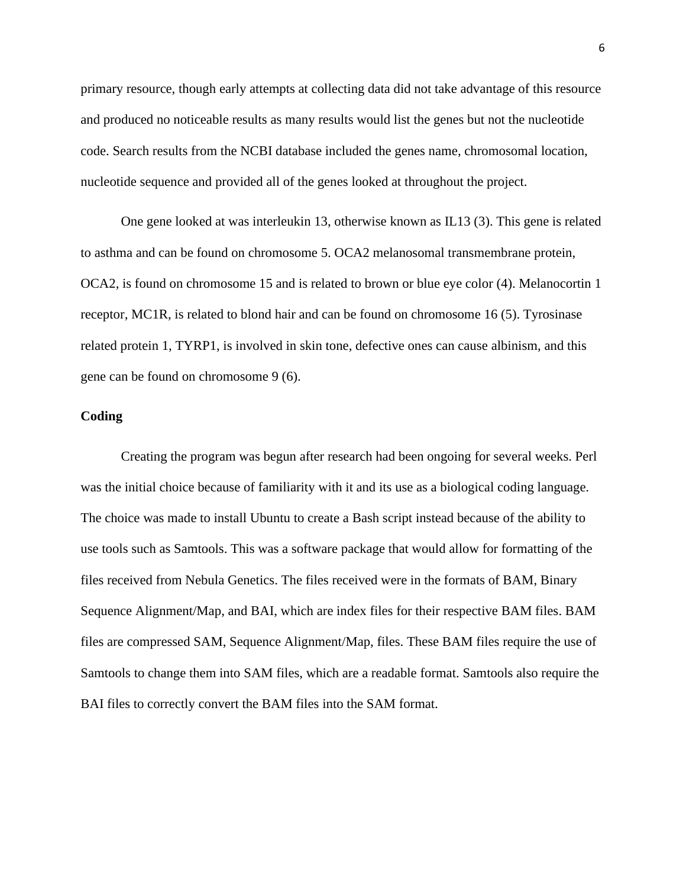primary resource, though early attempts at collecting data did not take advantage of this resource and produced no noticeable results as many results would list the genes but not the nucleotide code. Search results from the NCBI database included the genes name, chromosomal location, nucleotide sequence and provided all of the genes looked at throughout the project.

One gene looked at was interleukin 13, otherwise known as IL13 (3). This gene is related to asthma and can be found on chromosome 5. OCA2 melanosomal transmembrane protein, OCA2, is found on chromosome 15 and is related to brown or blue eye color (4). Melanocortin 1 receptor, MC1R, is related to blond hair and can be found on chromosome 16 (5). Tyrosinase related protein 1, TYRP1, is involved in skin tone, defective ones can cause albinism, and this gene can be found on chromosome 9 (6).

**Coding**

Creating the program was begun after research had been ongoing for several weeks. Perl was the initial choice because of familiarity with it and its use as a biological coding language. The choice was made to install Ubuntu to create a Bash script instead because of the ability to use tools such as Samtools. This was a software package that would allow for formatting of the files received from Nebula Genetics. The files received were in the formats of BAM, Binary Sequence Alignment/Map, and BAI, which are index files for their respective BAM files. BAM files are compressed SAM, Sequence Alignment/Map, files. These BAM files require the use of Samtools to change them into SAM files, which are a readable format. Samtools also require the BAI files to correctly convert the BAM files into the SAM format.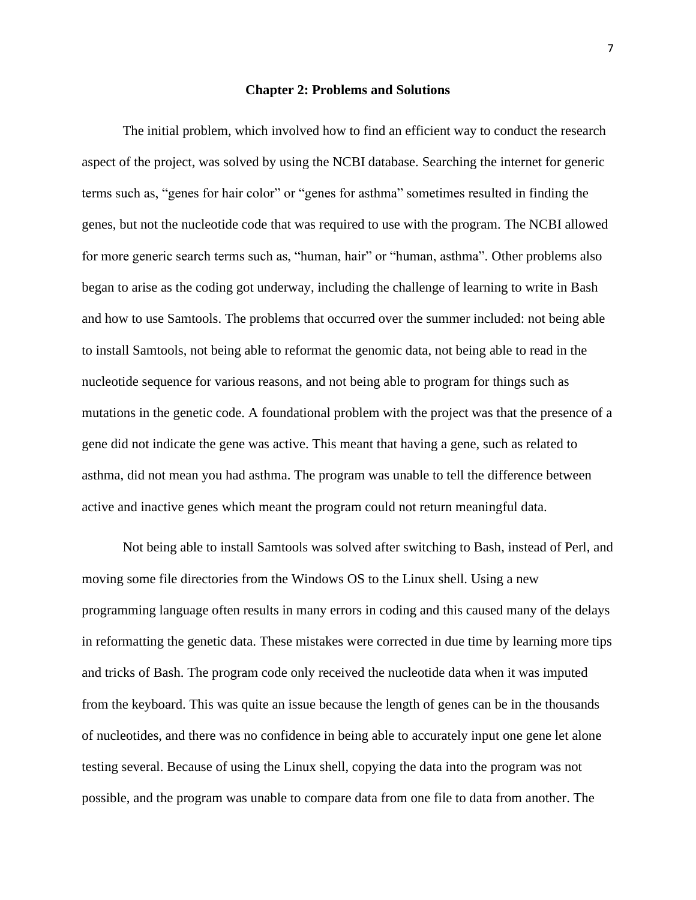## Chapter 2: Problems and Solutions

The initial problem, which involved how to find an efficient way to conduct the research aspect of the project, was solved by using the NCBI database. Searching the internet for generic terms such as, "genes for hair color" or "genes for asthma" sometimes resulted in finding the genes, but not the nucleotide code that was required to use with the program. The NCBI allowed for more generic search terms such as, "human, hair" or "human, asthma". Other problems also began to arise as the coding got underway, including the challenge of learning to write in Bash and how to use Samtools. The problems that occurred over the summer included: not being able to install Samtools, not being able to reformat the genomic data, not being able to read in the nucleotide sequence for various reasons, and not being able to program for things such as mutations in the genetic code. A foundational problem with the project was that the presence of a gene did not indicate the gene was active. This meant that having a gene, such as related to asthma, did not mean you had asthma. The program was unable to tell the difference between active and inactive genes which meant the program could not return meaningful data.

Not being able to install Samtools was solved after switching to Bash, instead of Perl, and moving some file directories from the Windows OS to the Linux shell. Using a new programming language often results in many errors in coding and this caused many of the delays in reformatting the genetic data. These mistakes were corrected in due time by learning more tips and tricks of Bash. The program code only received the nucleotide data when it was imputed from the keyboard. This was quite an issue because the length of genes can be in the thousands of nucleotides, and there was no confidence in being able to accurately input one gene let alone testing several. Because of using the Linux shell, copying the data into the program was not possible, and the program was unable to compare data from one file to data from another. The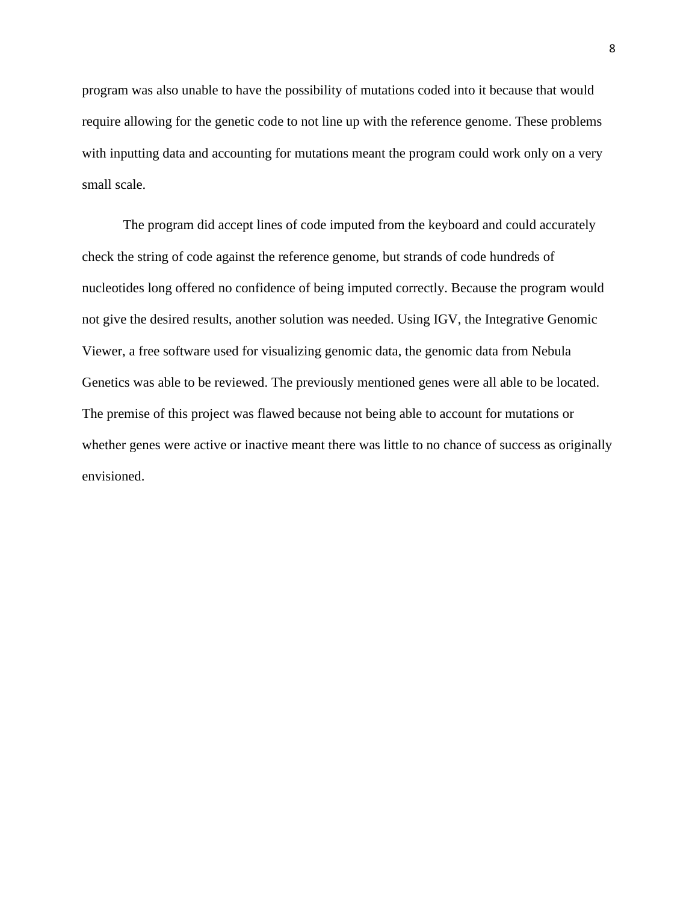program was also unable to have the possibility of mutations coded into it because that would require allowing for the genetic code to not line up with the reference genome. These problems with inputting data and accounting for mutations meant the program could work only on a very small scale.

The program did accept lines of code imputed from the keyboard and could accurately check the string of code against the reference genome, but strands of code hundreds of nucleotides long offered no confidence of being imputed correctly. Because the program would not give the desired results, another solution was needed. Using IGV, the Integrative Genomic Viewer, a free software used for visualizing genomic data, the genomic data from Nebula Genetics was able to be reviewed. The previously mentioned genes were all able to be located. The premise of this project was flawed because not being able to account for mutations or whether genes were active or inactive meant there was little to no chance of success as originally envisioned.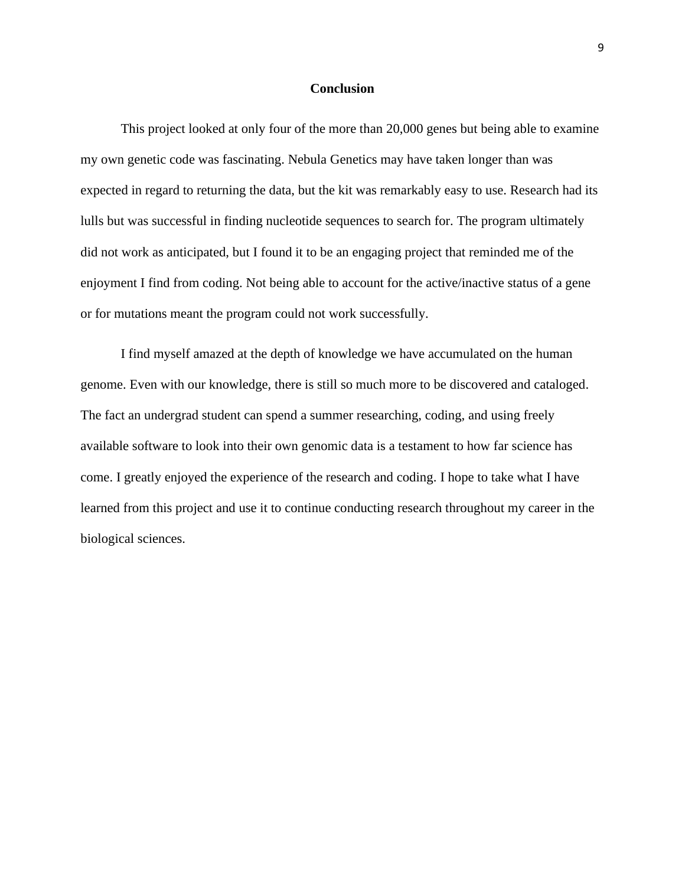## Conclusion

This project looked at only four of the more than 20,000 genes but being able to examine my own genetic code was fascinating. Nebula Genetics may have taken longer than was expected in regard to returning the data, but the kit was remarkably easy to use. Research had its lulls but was successful in finding nucleotide sequences to search for. The program ultimately did not work as anticipated, but I found it to be an engaging project that reminded me of the enjoyment I find from coding. Not being able to account for the active/inactive status of a gene or for mutations meant the program could not work successfully.

I find myself amazed at the depth of knowledge we have accumulated on the human genome. Even with our knowledge, there is still so much more to be discovered and cataloged. The fact an undergrad student can spend a summer researching, coding, and using freely available software to look into their own genomic data is a testament to how far science has come. I greatly enjoyed the experience of the research and coding. I hope to take what I have learned from this project and use it to continue conducting research throughout my career in the biological sciences.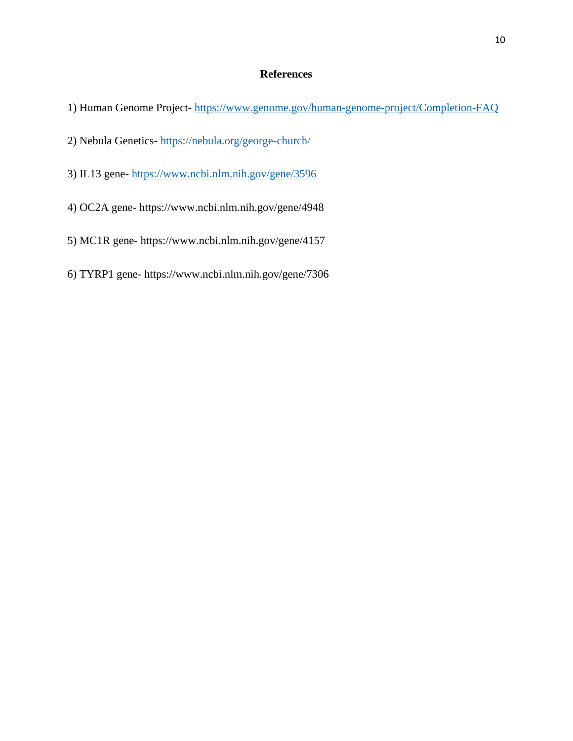# References

1) Human Genome Project- https://www.genome.gov/human-genome-project/Completion-FAQ

2) Nebula Genetics- https://nebula.org/george-church/

3) IL13 gene- https://www.ncbi.nlm.nih.gov/gene/3596

4) OC2A gene- https://www.ncbi.nlm.nih.gov/gene/4948

5) MC1R gene- https://www.ncbi.nlm.nih.gov/gene/4157

6) TYRP1 gene- https://www.ncbi.nlm.nih.gov/gene/7306